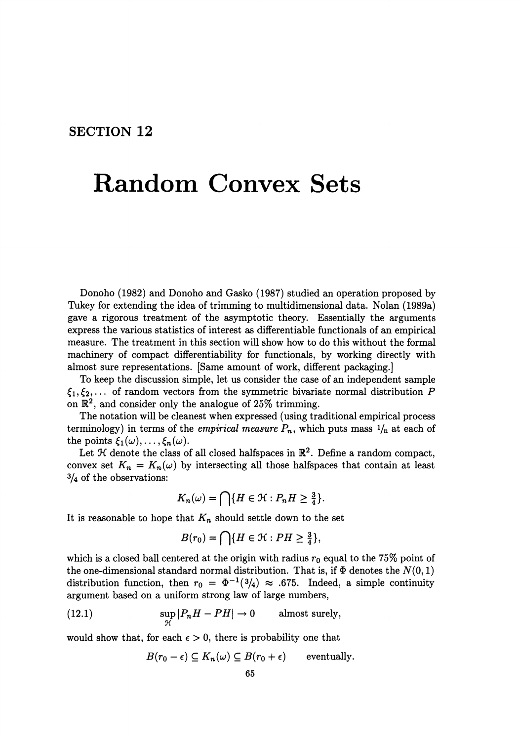## SECTION 12

# Random Convex Sets

Donoho (1982) and Donoho and Gasko (1987) studied an operation proposed by Tukey for extending the idea of trimming to multidimensional data. Nolan (1989a) gave a rigorous treatment of the asymptotic theory. Essentially the arguments express the various statistics of interest as differentiable functionals of an empirical measure. The treatment in this section will show how to do this without the formal machinery of compact differentiability for functionals, by working directly with almost sure representations. [Same amount of work, different packaging.]

To keep the discussion simple, let us consider the case of an independent sample $\xi_1, \xi_2, \ldots$ of random vectors from the symmetric bivariate normal distribution $P$ on $\mathbb{R}^2$, and consider only the analogue of 25% trimming.

The notation will be cleanest when expressed (using traditional empirical process terminology) in terms of the *empirical measure* $P_n$, which puts mass $1/n$ at each of the points $\xi_1(\omega), \ldots, \xi_n(\omega)$.

Let $\mathcal{H}$ denote the class of all closed halfspaces in $\mathbb{R}^2$. Define a random compact, convex set $K_n = K_n(\omega)$ by intersecting all those halfspaces that contain at least $3/4$ of the observations:

$$K_n(\omega) = \bigcap \{H \in \mathcal{H} : P_n H \geq \tfrac{3}{4}\}.$$

It is reasonable to hope that $K_n$ should settle down to the set

$$B(r_0) = \bigcap \{H \in \mathcal{H} : PH \geq \tfrac{3}{4}\},$$

which is a closed ball centered at the origin with radius $r_0$ equal to the 75% point of the one-dimensional standard normal distribution. That is, if $\Phi$ denotes the $N(0,1)$ distribution function, then $r_0 = \Phi^{-1}(3/4) \approx .675$. Indeed, a simple continuity argument based on a uniform strong law of large numbers,

$$\sup_{\mathcal{H}} |P_n H - PH| \to 0 \qquad \text{almost surely,} \tag{12.1}$$

would show that, for each $\epsilon > 0$, there is probability one that

$$B(r_0 - \epsilon) \subseteq K_n(\omega) \subseteq B(r_0 + \epsilon) \qquad \text{eventually.}$$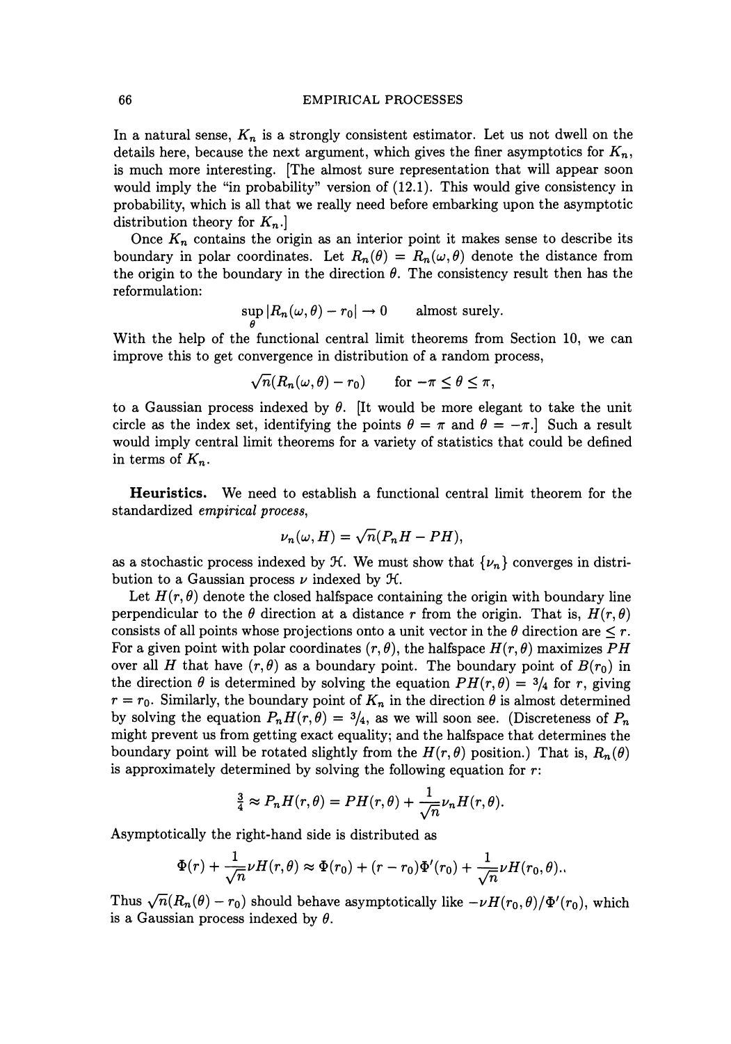In a natural sense, $K_n$ is a strongly consistent estimator. Let us not dwell on the details here, because the next argument, which gives the finer asymptotics for $K_n$, is much more interesting. [The almost sure representation that will appear soon would imply the "in probability" version of (12.1). This would give consistency in probability, which is all that we really need before embarking upon the asymptotic distribution theory for $K_n$.]

Once $K_n$ contains the origin as an interior point it makes sense to describe its boundary in polar coordinates. Let $R_n(\theta) = R_n(\omega, \theta)$ denote the distance from the origin to the boundary in the direction $\theta$. The consistency result then has the reformulation:

$$\sup_\theta |R_n(\omega, \theta) - r_0| \to 0 \qquad \text{almost surely.}$$

With the help of the functional central limit theorems from Section 10, we can improve this to get convergence in distribution of a random process,

$$\sqrt{n}(R_n(\omega, \theta) - r_0) \qquad \text{for } -\pi \leq \theta \leq \pi,$$

to a Gaussian process indexed by $\theta$. [It would be more elegant to take the unit circle as the index set, identifying the points $\theta = \pi$ and $\theta = -\pi$.] Such a result would imply central limit theorems for a variety of statistics that could be defined in terms of $K_n$.

**Heuristics.** We need to establish a functional central limit theorem for the standardized *empirical process*,

$$\nu_n(\omega, H) = \sqrt{n}(P_n H - PH),$$

as a stochastic process indexed by $\mathcal{H}$. We must show that $\{\nu_n\}$ converges in distribution to a Gaussian process $\nu$ indexed by $\mathcal{H}$.

Let $H(r, \theta)$ denote the closed halfspace containing the origin with boundary line perpendicular to the $\theta$ direction at a distance $r$ from the origin. That is, $H(r, \theta)$ consists of all points whose projections onto a unit vector in the $\theta$ direction are $\leq r$. For a given point with polar coordinates $(r, \theta)$, the halfspace $H(r, \theta)$ maximizes $PH$ over all $H$ that have $(r, \theta)$ as a boundary point. The boundary point of $B(r_0)$ in the direction $\theta$ is determined by solving the equation $PH(r, \theta) = 3/4$ for $r$, giving $r = r_0$. Similarly, the boundary point of $K_n$ in the direction $\theta$ is almost determined by solving the equation $P_n H(r, \theta) = 3/4$, as we will soon see. (Discreteness of $P_n$ might prevent us from getting exact equality; and the halfspace that determines the boundary point will be rotated slightly from the $H(r, \theta)$ position.) That is, $R_n(\theta)$ is approximately determined by solving the following equation for $r$:

$$\tfrac{3}{4} \approx P_n H(r, \theta) = PH(r, \theta) + \frac{1}{\sqrt{n}} \nu_n H(r, \theta).$$

Asymptotically the right-hand side is distributed as

$$\Phi(r) + \frac{1}{\sqrt{n}} \nu H(r, \theta) \approx \Phi(r_0) + (r - r_0)\Phi'(r_0) + \frac{1}{\sqrt{n}} \nu H(r_0, \theta).$$

Thus $\sqrt{n}(R_n(\theta) - r_0)$ should behave asymptotically like $-\nu H(r_0, \theta)/\Phi'(r_0)$, which is a Gaussian process indexed by $\theta$.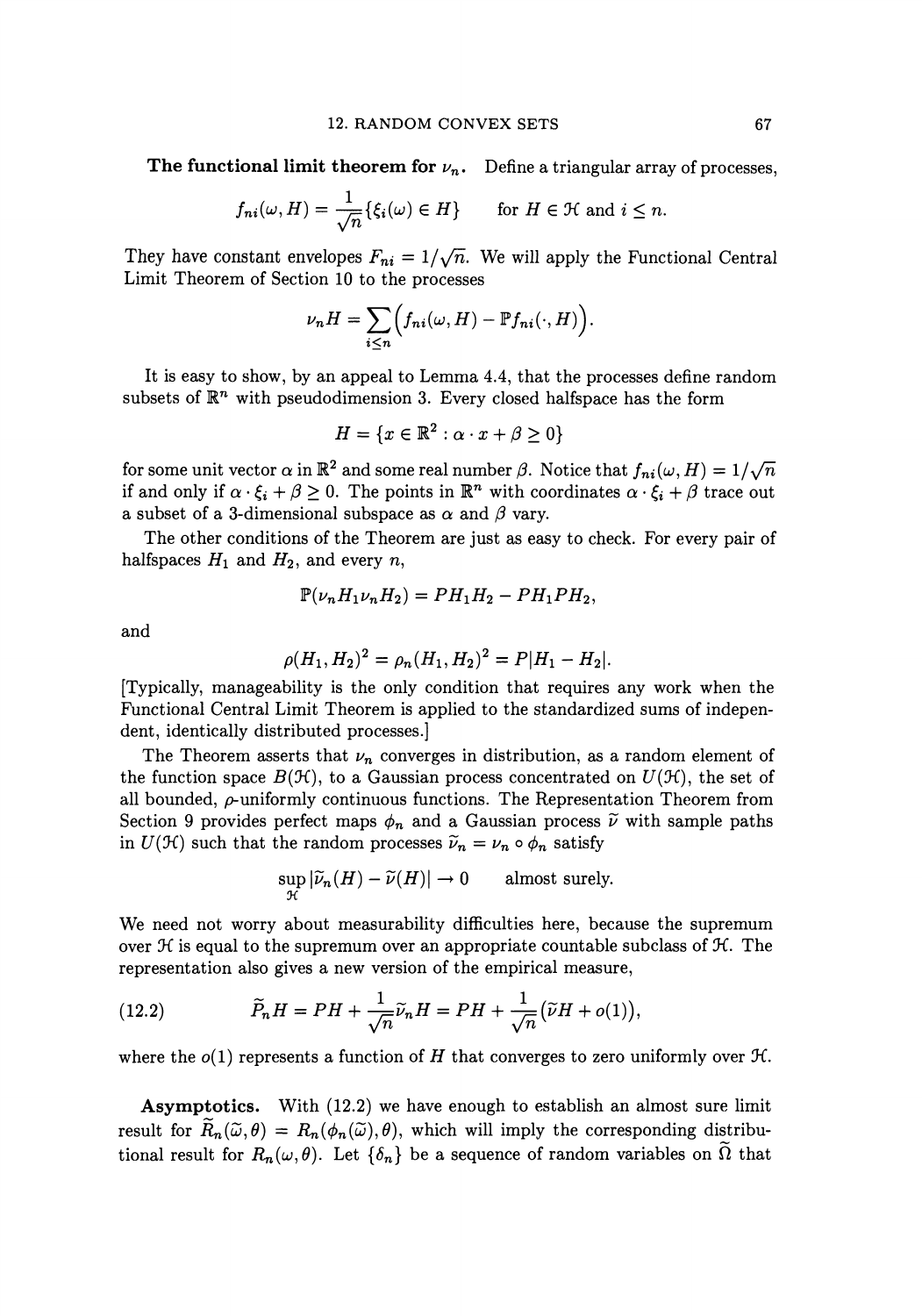**The functional limit theorem for $\nu_n$.** Define a triangular array of processes,

$$f_{ni}(\omega, H) = \frac{1}{\sqrt{n}}\{\xi_i(\omega) \in H\} \qquad \text{for } H \in \mathcal{H} \text{ and } i \leq n.$$

They have constant envelopes $F_{ni} = 1/\sqrt{n}$. We will apply the Functional Central Limit Theorem of Section 10 to the processes

$$\nu_n H = \sum_{i \leq n} \Big( f_{ni}(\omega, H) - \mathbb{P} f_{ni}(\cdot, H) \Big).$$

It is easy to show, by an appeal to Lemma 4.4, that the processes define random subsets of $\mathbb{R}^n$ with pseudodimension 3. Every closed halfspace has the form

$$H = \{x \in \mathbb{R}^2 : \alpha \cdot x + \beta \geq 0\}$$

for some unit vector $\alpha$ in $\mathbb{R}^2$ and some real number $\beta$. Notice that $f_{ni}(\omega, H) = 1/\sqrt{n}$ if and only if $\alpha \cdot \xi_i + \beta \geq 0$. The points in $\mathbb{R}^n$ with coordinates $\alpha \cdot \xi_i + \beta$ trace out a subset of a 3-dimensional subspace as $\alpha$ and $\beta$ vary.

The other conditions of the Theorem are just as easy to check. For every pair of halfspaces $H_1$ and $H_2$, and every $n$,

$$\mathbb{P}(\nu_n H_1 \nu_n H_2) = P H_1 H_2 - P H_1 P H_2,$$

and

$$\rho(H_1, H_2)^2 = \rho_n(H_1, H_2)^2 = P|H_1 - H_2|.$$

[Typically, manageability is the only condition that requires any work when the Functional Central Limit Theorem is applied to the standardized sums of independent, identically distributed processes.]

The Theorem asserts that $\nu_n$ converges in distribution, as a random element of the function space $B(\mathcal{H})$, to a Gaussian process concentrated on $U(\mathcal{H})$, the set of all bounded, $\rho$-uniformly continuous functions. The Representation Theorem from Section 9 provides perfect maps $\phi_n$ and a Gaussian process $\widetilde{\nu}$ with sample paths in $U(\mathcal{H})$ such that the random processes $\widetilde{\nu}_n = \nu_n \circ \phi_n$ satisfy

$$\sup_{\mathcal{H}} |\widetilde{\nu}_n(H) - \widetilde{\nu}(H)| \to 0 \qquad \text{almost surely.}$$

We need not worry about measurability difficulties here, because the supremum over $\mathcal{H}$ is equal to the supremum over an appropriate countable subclass of $\mathcal{H}$. The representation also gives a new version of the empirical measure,

$$\widetilde{P}_n H = PH + \frac{1}{\sqrt{n}} \widetilde{\nu}_n H = PH + \frac{1}{\sqrt{n}} \big( \widetilde{\nu} H + o(1) \big), \tag{12.2}$$

where the $o(1)$ represents a function of $H$ that converges to zero uniformly over $\mathcal{H}$.

**Asymptotics.** With (12.2) we have enough to establish an almost sure limit result for $\widetilde{R}_n(\widetilde{\omega}, \theta) = R_n(\phi_n(\widetilde{\omega}), \theta)$, which will imply the corresponding distributional result for $R_n(\omega, \theta)$. Let $\{\delta_n\}$ be a sequence of random variables on $\widetilde{\Omega}$ that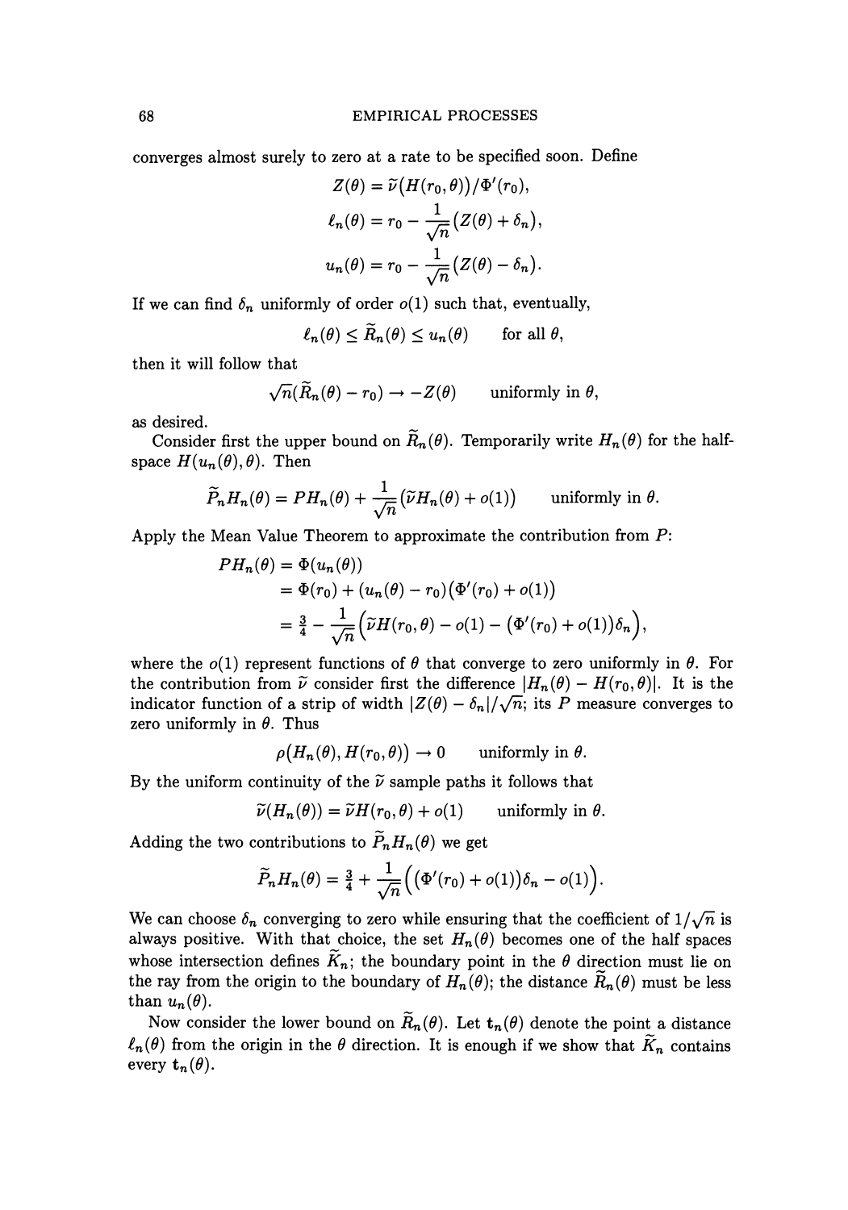converges almost surely to zero at a rate to be specified soon. Define

$$Z(\theta) = \widetilde{\nu}\big(H(r_0, \theta)\big)/\Phi'(r_0),$$

$$\ell_n(\theta) = r_0 - \frac{1}{\sqrt{n}}\big(Z(\theta) + \delta_n\big),$$

$$u_n(\theta) = r_0 - \frac{1}{\sqrt{n}}\big(Z(\theta) - \delta_n\big).$$

If we can find $\delta_n$ uniformly of order $o(1)$ such that, eventually,

$$\ell_n(\theta) \le \widetilde{R}_n(\theta) \le u_n(\theta) \qquad \text{for all } \theta,$$

then it will follow that

$$\sqrt{n}(\widetilde{R}_n(\theta) - r_0) \to -Z(\theta) \qquad \text{uniformly in } \theta,$$

as desired.

Consider first the upper bound on $\widetilde{R}_n(\theta)$. Temporarily write $H_n(\theta)$ for the half-space $H(u_n(\theta), \theta)$. Then

$$\widetilde{P}_n H_n(\theta) = PH_n(\theta) + \frac{1}{\sqrt{n}}\big(\widetilde{\nu} H_n(\theta) + o(1)\big) \qquad \text{uniformly in } \theta.$$

Apply the Mean Value Theorem to approximate the contribution from $P$:

$$\begin{aligned} PH_n(\theta) &= \Phi(u_n(\theta)) \\ &= \Phi(r_0) + (u_n(\theta) - r_0)\big(\Phi'(r_0) + o(1)\big) \\ &= \tfrac{3}{4} - \frac{1}{\sqrt{n}}\Big(\widetilde{\nu} H(r_0, \theta) - o(1) - \big(\Phi'(r_0) + o(1)\big)\delta_n\Big), \end{aligned}$$

where the $o(1)$ represent functions of $\theta$ that converge to zero uniformly in $\theta$. For the contribution from $\widetilde{\nu}$ consider first the difference $|H_n(\theta) - H(r_0, \theta)|$. It is the indicator function of a strip of width $|Z(\theta) - \delta_n|/\sqrt{n}$; its $P$ measure converges to zero uniformly in $\theta$. Thus

$$\rho\big(H_n(\theta), H(r_0, \theta)\big) \to 0 \qquad \text{uniformly in } \theta.$$

By the uniform continuity of the $\widetilde{\nu}$ sample paths it follows that

$$\widetilde{\nu}(H_n(\theta)) = \widetilde{\nu} H(r_0, \theta) + o(1) \qquad \text{uniformly in } \theta.$$

Adding the two contributions to $\widetilde{P}_n H_n(\theta)$ we get

$$\widetilde{P}_n H_n(\theta) = \tfrac{3}{4} + \frac{1}{\sqrt{n}}\Big(\big(\Phi'(r_0) + o(1)\big)\delta_n - o(1)\Big).$$

We can choose $\delta_n$ converging to zero while ensuring that the coefficient of $1/\sqrt{n}$ is always positive. With that choice, the set $H_n(\theta)$ becomes one of the half spaces whose intersection defines $\widetilde{K}_n$; the boundary point in the $\theta$ direction must lie on the ray from the origin to the boundary of $H_n(\theta)$; the distance $\widetilde{R}_n(\theta)$ must be less than $u_n(\theta)$.

Now consider the lower bound on $\widetilde{R}_n(\theta)$. Let $\mathbf{t}_n(\theta)$ denote the point a distance $\ell_n(\theta)$ from the origin in the $\theta$ direction. It is enough if we show that $\widetilde{K}_n$ contains every $\mathbf{t}_n(\theta)$.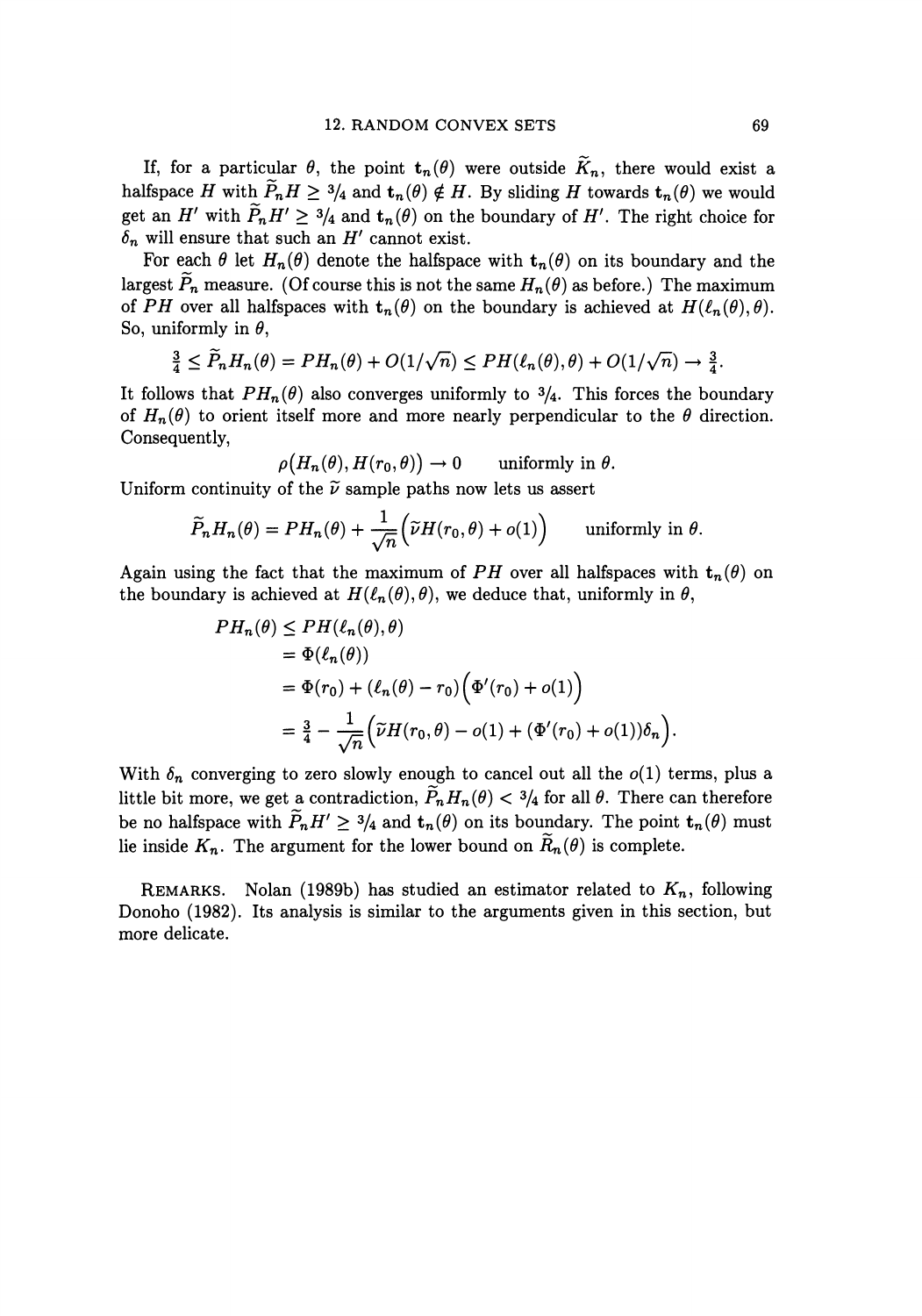If, for a particular $\theta$, the point $\mathbf{t}_n(\theta)$ were outside $\widetilde{K}_n$, there would exist a halfspace $H$ with $\widetilde{P}_n H \geq 3/4$ and $\mathbf{t}_n(\theta) \notin H$. By sliding $H$ towards $\mathbf{t}_n(\theta)$ we would get an $H'$ with $\widetilde{P}_n H' \geq 3/4$ and $\mathbf{t}_n(\theta)$ on the boundary of $H'$. The right choice for $\delta_n$ will ensure that such an $H'$ cannot exist.

For each $\theta$ let $H_n(\theta)$ denote the halfspace with $\mathbf{t}_n(\theta)$ on its boundary and the largest $\widetilde{P}_n$ measure. (Of course this is not the same $H_n(\theta)$ as before.) The maximum of $PH$ over all halfspaces with $\mathbf{t}_n(\theta)$ on the boundary is achieved at $H(\ell_n(\theta), \theta)$. So, uniformly in $\theta$,

$$\tfrac{3}{4} \leq \widetilde{P}_n H_n(\theta) = PH_n(\theta) + O(1/\sqrt{n}) \leq PH(\ell_n(\theta), \theta) + O(1/\sqrt{n}) \to \tfrac{3}{4}.$$

It follows that $PH_n(\theta)$ also converges uniformly to $3/4$. This forces the boundary of $H_n(\theta)$ to orient itself more and more nearly perpendicular to the $\theta$ direction. Consequently,

$$\rho\big(H_n(\theta), H(r_0, \theta)\big) \to 0 \qquad \text{uniformly in } \theta.$$

Uniform continuity of the $\widetilde{\nu}$ sample paths now lets us assert

$$\widetilde{P}_n H_n(\theta) = PH_n(\theta) + \frac{1}{\sqrt{n}}\Big(\widetilde{\nu} H(r_0, \theta) + o(1)\Big) \qquad \text{uniformly in } \theta.$$

Again using the fact that the maximum of $PH$ over all halfspaces with $\mathbf{t}_n(\theta)$ on the boundary is achieved at $H(\ell_n(\theta), \theta)$, we deduce that, uniformly in $\theta$,

$$\begin{aligned}
PH_n(\theta) &\leq PH(\ell_n(\theta), \theta) \\
&= \Phi(\ell_n(\theta)) \\
&= \Phi(r_0) + (\ell_n(\theta) - r_0)\Big(\Phi'(r_0) + o(1)\Big) \\
&= \tfrac{3}{4} - \frac{1}{\sqrt{n}}\Big(\widetilde{\nu} H(r_0, \theta) - o(1) + (\Phi'(r_0) + o(1))\delta_n\Big).
\end{aligned}$$

With $\delta_n$ converging to zero slowly enough to cancel out all the $o(1)$ terms, plus a little bit more, we get a contradiction, $\widetilde{P}_n H_n(\theta) < 3/4$ for all $\theta$. There can therefore be no halfspace with $\widetilde{P}_n H' \geq 3/4$ and $\mathbf{t}_n(\theta)$ on its boundary. The point $\mathbf{t}_n(\theta)$ must lie inside $K_n$. The argument for the lower bound on $\widetilde{R}_n(\theta)$ is complete.

REMARKS. Nolan (1989b) has studied an estimator related to $K_n$, following Donoho (1982). Its analysis is similar to the arguments given in this section, but more delicate.